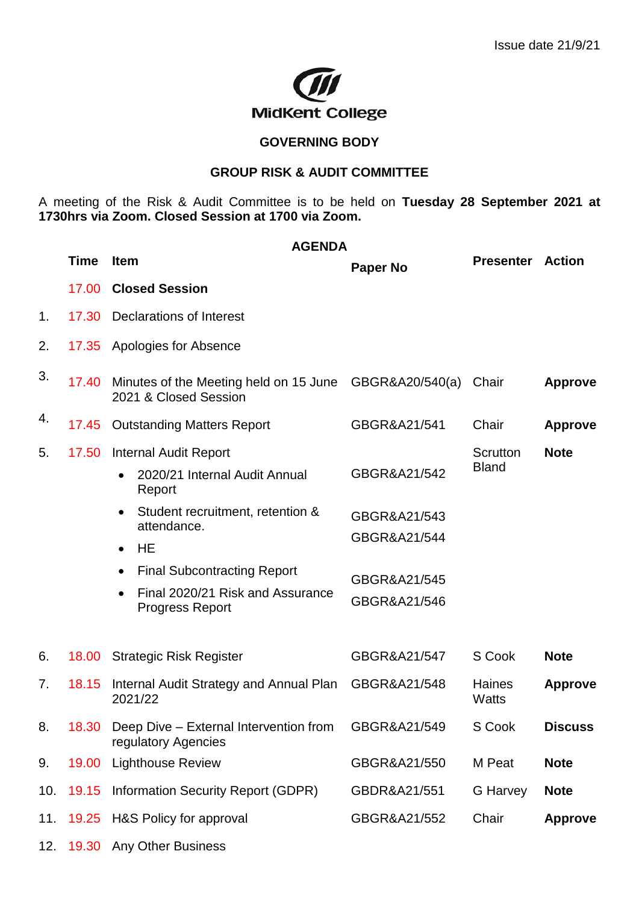Issue date 21/9/21

MidKent College

## GOVERNING BODY

## GROUP RISK & AUDIT COMMITTEE

A meeting of the Risk & Audit Committee is to be held on **Tuesday 28 September 2021 at 1730hrs via Zoom. Closed Session at 1700 via Zoom.**

### AGENDA

| | Time | Item | Paper No | Presenter | Action |
|---|---|---|---|---|---|
| | 17.00 | **Closed Session** | | | |
| 1. | 17.30 | Declarations of Interest | | | |
| 2. | 17.35 | Apologies for Absence | | | |
| 3. | 17.40 | Minutes of the Meeting held on 15 June 2021 & Closed Session | GBGR&A20/540(a) | Chair | **Approve** |
| 4. | 17.45 | Outstanding Matters Report | GBGR&A21/541 | Chair | **Approve** |
| 5. | 17.50 | Internal Audit Report | | Scrutton Bland | **Note** |
| | | • 2020/21 Internal Audit Annual Report | GBGR&A21/542 | | |
| | | • Student recruitment, retention & attendance. | GBGR&A21/543 | | |
| | | • HE | GBGR&A21/544 | | |
| | | • Final Subcontracting Report | GBGR&A21/545 | | |
| | | • Final 2020/21 Risk and Assurance Progress Report | GBGR&A21/546 | | |
| 6. | 18.00 | Strategic Risk Register | GBGR&A21/547 | S Cook | **Note** |
| 7. | 18.15 | Internal Audit Strategy and Annual Plan 2021/22 | GBGR&A21/548 | Haines Watts | **Approve** |
| 8. | 18.30 | Deep Dive – External Intervention from regulatory Agencies | GBGR&A21/549 | S Cook | **Discuss** |
| 9. | 19.00 | Lighthouse Review | GBGR&A21/550 | M Peat | **Note** |
| 10. | 19.15 | Information Security Report (GDPR) | GBDR&A21/551 | G Harvey | **Note** |
| 11. | 19.25 | H&S Policy for approval | GBGR&A21/552 | Chair | **Approve** |
| 12. | 19.30 | Any Other Business | | | |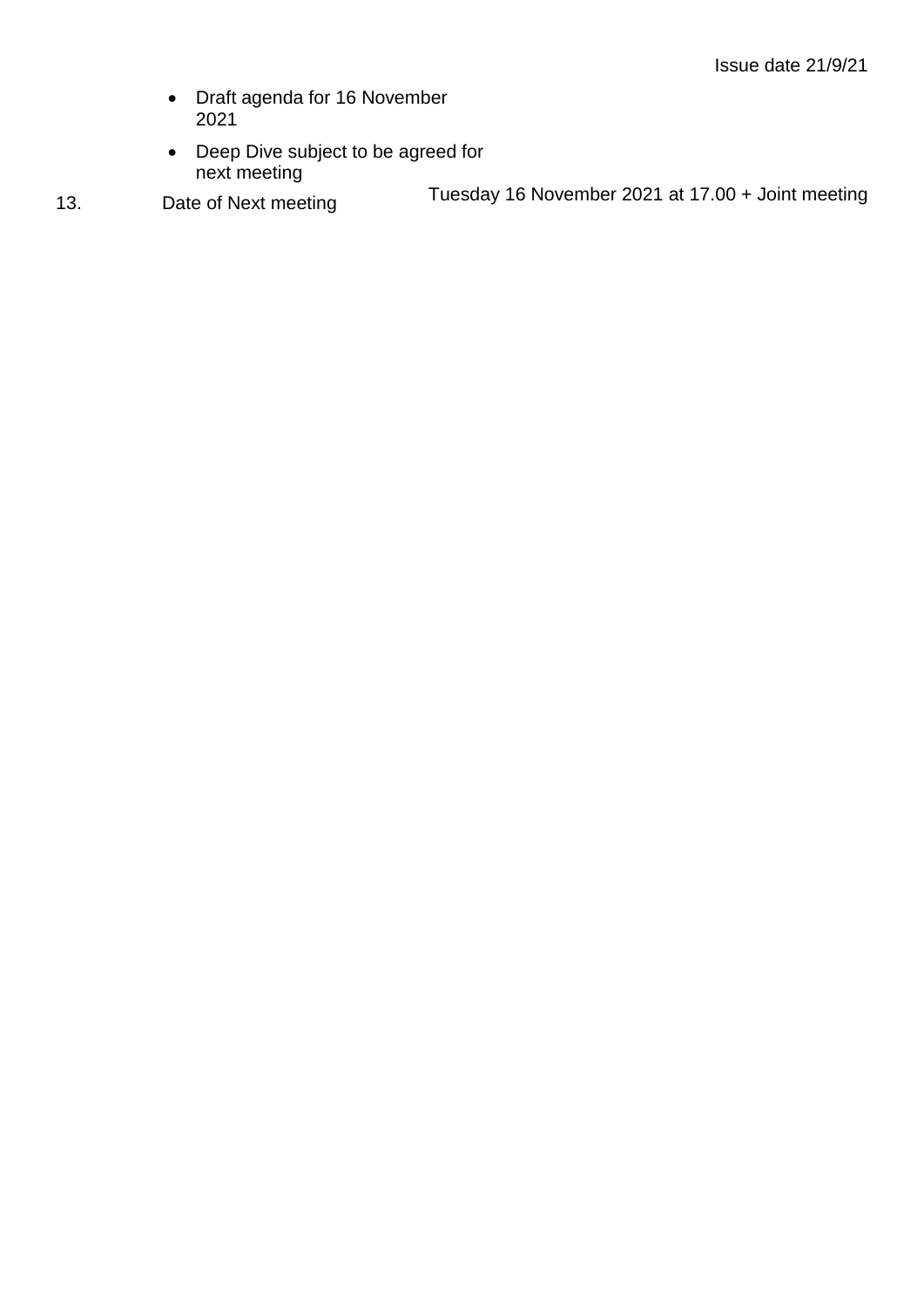Issue date 21/9/21

| | | |
|---|---|---|
| | • Draft agenda for 16 November 2021<br>• Deep Dive subject to be agreed for next meeting | |
| 13. | Date of Next meeting | Tuesday 16 November 2021 at 17.00 + Joint meeting |